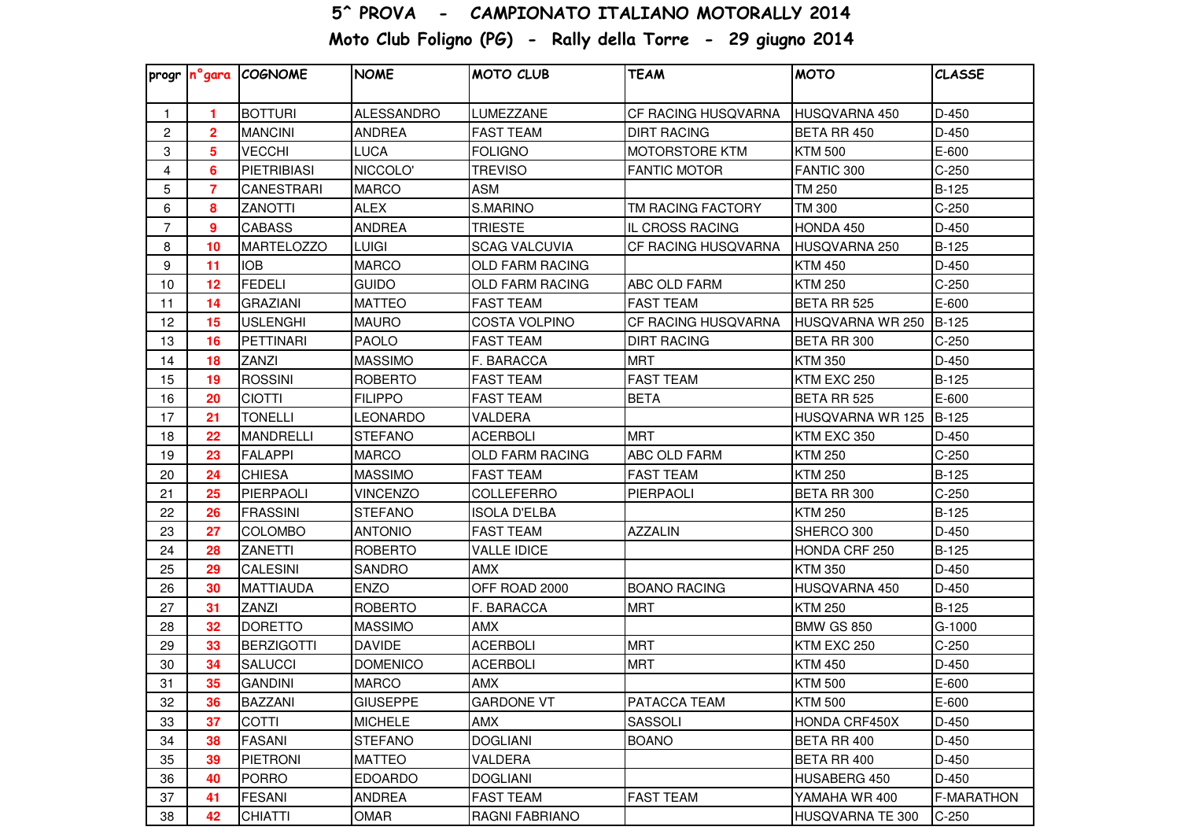# 5^ PROVA - CAMPIONATO ITALIANO MOTORALLY 2014

## Moto Club Foligno (PG) - Rally della Torre - 29 giugno 2014

| progr | n°gara | COGNOME | NOME | MOTO CLUB | TEAM | MOTO | CLASSE |
|---|---|---|---|---|---|---|---|
| 1 | 1 | BOTTURI | ALESSANDRO | LUMEZZANE | CF RACING HUSQVARNA | HUSQVARNA 450 | D-450 |
| 2 | 2 | MANCINI | ANDREA | FAST TEAM | DIRT RACING | BETA RR 450 | D-450 |
| 3 | 5 | VECCHI | LUCA | FOLIGNO | MOTORSTORE KTM | KTM 500 | E-600 |
| 4 | 6 | PIETRIBIASI | NICCOLO' | TREVISO | FANTIC MOTOR | FANTIC 300 | C-250 |
| 5 | 7 | CANESTRARI | MARCO | ASM | | TM 250 | B-125 |
| 6 | 8 | ZANOTTI | ALEX | S.MARINO | TM RACING FACTORY | TM 300 | C-250 |
| 7 | 9 | CABASS | ANDREA | TRIESTE | IL CROSS RACING | HONDA 450 | D-450 |
| 8 | 10 | MARTELOZZO | LUIGI | SCAG VALCUVIA | CF RACING HUSQVARNA | HUSQVARNA 250 | B-125 |
| 9 | 11 | IOB | MARCO | OLD FARM RACING | | KTM 450 | D-450 |
| 10 | 12 | FEDELI | GUIDO | OLD FARM RACING | ABC OLD FARM | KTM 250 | C-250 |
| 11 | 14 | GRAZIANI | MATTEO | FAST TEAM | FAST TEAM | BETA RR 525 | E-600 |
| 12 | 15 | USLENGHI | MAURO | COSTA VOLPINO | CF RACING HUSQVARNA | HUSQVARNA WR 250 | B-125 |
| 13 | 16 | PETTINARI | PAOLO | FAST TEAM | DIRT RACING | BETA RR 300 | C-250 |
| 14 | 18 | ZANZI | MASSIMO | F. BARACCA | MRT | KTM 350 | D-450 |
| 15 | 19 | ROSSINI | ROBERTO | FAST TEAM | FAST TEAM | KTM EXC 250 | B-125 |
| 16 | 20 | CIOTTI | FILIPPO | FAST TEAM | BETA | BETA RR 525 | E-600 |
| 17 | 21 | TONELLI | LEONARDO | VALDERA | | HUSQVARNA WR 125 | B-125 |
| 18 | 22 | MANDRELLI | STEFANO | ACERBOLI | MRT | KTM EXC 350 | D-450 |
| 19 | 23 | FALAPPI | MARCO | OLD FARM RACING | ABC OLD FARM | KTM 250 | C-250 |
| 20 | 24 | CHIESA | MASSIMO | FAST TEAM | FAST TEAM | KTM 250 | B-125 |
| 21 | 25 | PIERPAOLI | VINCENZO | COLLEFERRO | PIERPAOLI | BETA RR 300 | C-250 |
| 22 | 26 | FRASSINI | STEFANO | ISOLA D'ELBA | | KTM 250 | B-125 |
| 23 | 27 | COLOMBO | ANTONIO | FAST TEAM | AZZALIN | SHERCO 300 | D-450 |
| 24 | 28 | ZANETTI | ROBERTO | VALLE IDICE | | HONDA CRF 250 | B-125 |
| 25 | 29 | CALESINI | SANDRO | AMX | | KTM 350 | D-450 |
| 26 | 30 | MATTIAUDA | ENZO | OFF ROAD 2000 | BOANO RACING | HUSQVARNA 450 | D-450 |
| 27 | 31 | ZANZI | ROBERTO | F. BARACCA | MRT | KTM 250 | B-125 |
| 28 | 32 | DORETTO | MASSIMO | AMX | | BMW GS 850 | G-1000 |
| 29 | 33 | BERZIGOTTI | DAVIDE | ACERBOLI | MRT | KTM EXC 250 | C-250 |
| 30 | 34 | SALUCCI | DOMENICO | ACERBOLI | MRT | KTM 450 | D-450 |
| 31 | 35 | GANDINI | MARCO | AMX | | KTM 500 | E-600 |
| 32 | 36 | BAZZANI | GIUSEPPE | GARDONE VT | PATACCA TEAM | KTM 500 | E-600 |
| 33 | 37 | COTTI | MICHELE | AMX | SASSOLI | HONDA CRF450X | D-450 |
| 34 | 38 | FASANI | STEFANO | DOGLIANI | BOANO | BETA RR 400 | D-450 |
| 35 | 39 | PIETRONI | MATTEO | VALDERA | | BETA RR 400 | D-450 |
| 36 | 40 | PORRO | EDOARDO | DOGLIANI | | HUSABERG 450 | D-450 |
| 37 | 41 | FESANI | ANDREA | FAST TEAM | FAST TEAM | YAMAHA WR 400 | F-MARATHON |
| 38 | 42 | CHIATTI | OMAR | RAGNI FABRIANO | | HUSQVARNA TE 300 | C-250 |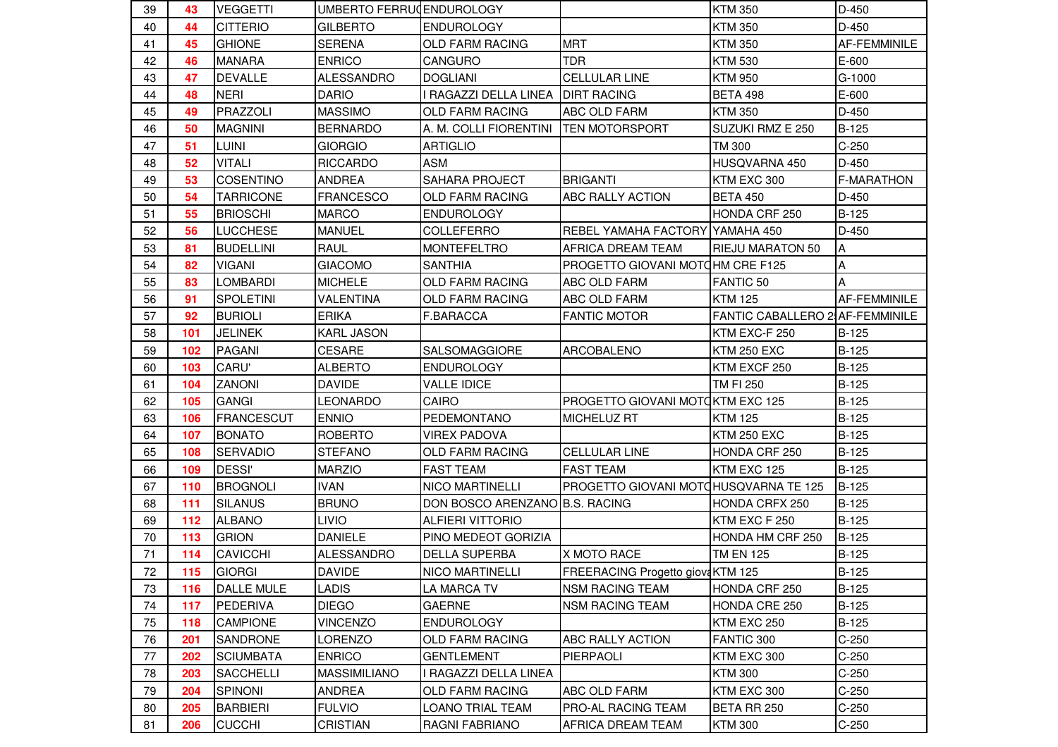| 39 | 43 | VEGGETTI | UMBERTO FERRUC | ENDUROLOGY | | KTM 350 | D-450 |
|---|---|---|---|---|---|---|---|
| 40 | 44 | CITTERIO | GILBERTO | ENDUROLOGY | | KTM 350 | D-450 |
| 41 | 45 | GHIONE | SERENA | OLD FARM RACING | MRT | KTM 350 | AF-FEMMINILE |
| 42 | 46 | MANARA | ENRICO | CANGURO | TDR | KTM 530 | E-600 |
| 43 | 47 | DEVALLE | ALESSANDRO | DOGLIANI | CELLULAR LINE | KTM 950 | G-1000 |
| 44 | 48 | NERI | DARIO | I RAGAZZI DELLA LINEA | DIRT RACING | BETA 498 | E-600 |
| 45 | 49 | PRAZZOLI | MASSIMO | OLD FARM RACING | ABC OLD FARM | KTM 350 | D-450 |
| 46 | 50 | MAGNINI | BERNARDO | A. M. COLLI FIORENTINI | TEN MOTORSPORT | SUZUKI RMZ E 250 | B-125 |
| 47 | 51 | LUINI | GIORGIO | ARTIGLIO | | TM 300 | C-250 |
| 48 | 52 | VITALI | RICCARDO | ASM | | HUSQVARNA 450 | D-450 |
| 49 | 53 | COSENTINO | ANDREA | SAHARA PROJECT | BRIGANTI | KTM EXC 300 | F-MARATHON |
| 50 | 54 | TARRICONE | FRANCESCO | OLD FARM RACING | ABC RALLY ACTION | BETA 450 | D-450 |
| 51 | 55 | BRIOSCHI | MARCO | ENDUROLOGY | | HONDA CRF 250 | B-125 |
| 52 | 56 | LUCCHESE | MANUEL | COLLEFERRO | REBEL YAMAHA FACTORY | YAMAHA 450 | D-450 |
| 53 | 81 | BUDELLINI | RAUL | MONTEFELTRO | AFRICA DREAM TEAM | RIEJU MARATON 50 | A |
| 54 | 82 | VIGANI | GIACOMO | SANTHIA | PROGETTO GIOVANI MOTO | HM CRE F125 | A |
| 55 | 83 | LOMBARDI | MICHELE | OLD FARM RACING | ABC OLD FARM | FANTIC 50 | A |
| 56 | 91 | SPOLETINI | VALENTINA | OLD FARM RACING | ABC OLD FARM | KTM 125 | AF-FEMMINILE |
| 57 | 92 | BURIOLI | ERIKA | F.BARACCA | FANTIC MOTOR | FANTIC CABALLERO 2 | AF-FEMMINILE |
| 58 | 101 | JELINEK | KARL JASON | | | KTM EXC-F 250 | B-125 |
| 59 | 102 | PAGANI | CESARE | SALSOMAGGIORE | ARCOBALENO | KTM 250 EXC | B-125 |
| 60 | 103 | CARU' | ALBERTO | ENDUROLOGY | | KTM EXCF 250 | B-125 |
| 61 | 104 | ZANONI | DAVIDE | VALLE IDICE | | TM FI 250 | B-125 |
| 62 | 105 | GANGI | LEONARDO | CAIRO | PROGETTO GIOVANI MOTO | KTM EXC 125 | B-125 |
| 63 | 106 | FRANCESCUT | ENNIO | PEDEMONTANO | MICHELUZ RT | KTM 125 | B-125 |
| 64 | 107 | BONATO | ROBERTO | VIREX PADOVA | | KTM 250 EXC | B-125 |
| 65 | 108 | SERVADIO | STEFANO | OLD FARM RACING | CELLULAR LINE | HONDA CRF 250 | B-125 |
| 66 | 109 | DESSI' | MARZIO | FAST TEAM | FAST TEAM | KTM EXC 125 | B-125 |
| 67 | 110 | BROGNOLI | IVAN | NICO MARTINELLI | PROGETTO GIOVANI MOTO | HUSQVARNA TE 125 | B-125 |
| 68 | 111 | SILANUS | BRUNO | DON BOSCO ARENZANO | B.S. RACING | HONDA CRFX 250 | B-125 |
| 69 | 112 | ALBANO | LIVIO | ALFIERI VITTORIO | | KTM EXC F 250 | B-125 |
| 70 | 113 | GRION | DANIELE | PINO MEDEOT GORIZIA | | HONDA HM CRF 250 | B-125 |
| 71 | 114 | CAVICCHI | ALESSANDRO | DELLA SUPERBA | X MOTO RACE | TM EN 125 | B-125 |
| 72 | 115 | GIORGI | DAVIDE | NICO MARTINELLI | FREERACING Progetto giova | KTM 125 | B-125 |
| 73 | 116 | DALLE MULE | LADIS | LA MARCA TV | NSM RACING TEAM | HONDA CRF 250 | B-125 |
| 74 | 117 | PEDERIVA | DIEGO | GAERNE | NSM RACING TEAM | HONDA CRE 250 | B-125 |
| 75 | 118 | CAMPIONE | VINCENZO | ENDUROLOGY | | KTM EXC 250 | B-125 |
| 76 | 201 | SANDRONE | LORENZO | OLD FARM RACING | ABC RALLY ACTION | FANTIC 300 | C-250 |
| 77 | 202 | SCIUMBATA | ENRICO | GENTLEMENT | PIERPAOLI | KTM EXC 300 | C-250 |
| 78 | 203 | SACCHELLI | MASSIMILIANO | I RAGAZZI DELLA LINEA | | KTM 300 | C-250 |
| 79 | 204 | SPINONI | ANDREA | OLD FARM RACING | ABC OLD FARM | KTM EXC 300 | C-250 |
| 80 | 205 | BARBIERI | FULVIO | LOANO TRIAL TEAM | PRO-AL RACING TEAM | BETA RR 250 | C-250 |
| 81 | 206 | CUCCHI | CRISTIAN | RAGNI FABRIANO | AFRICA DREAM TEAM | KTM 300 | C-250 |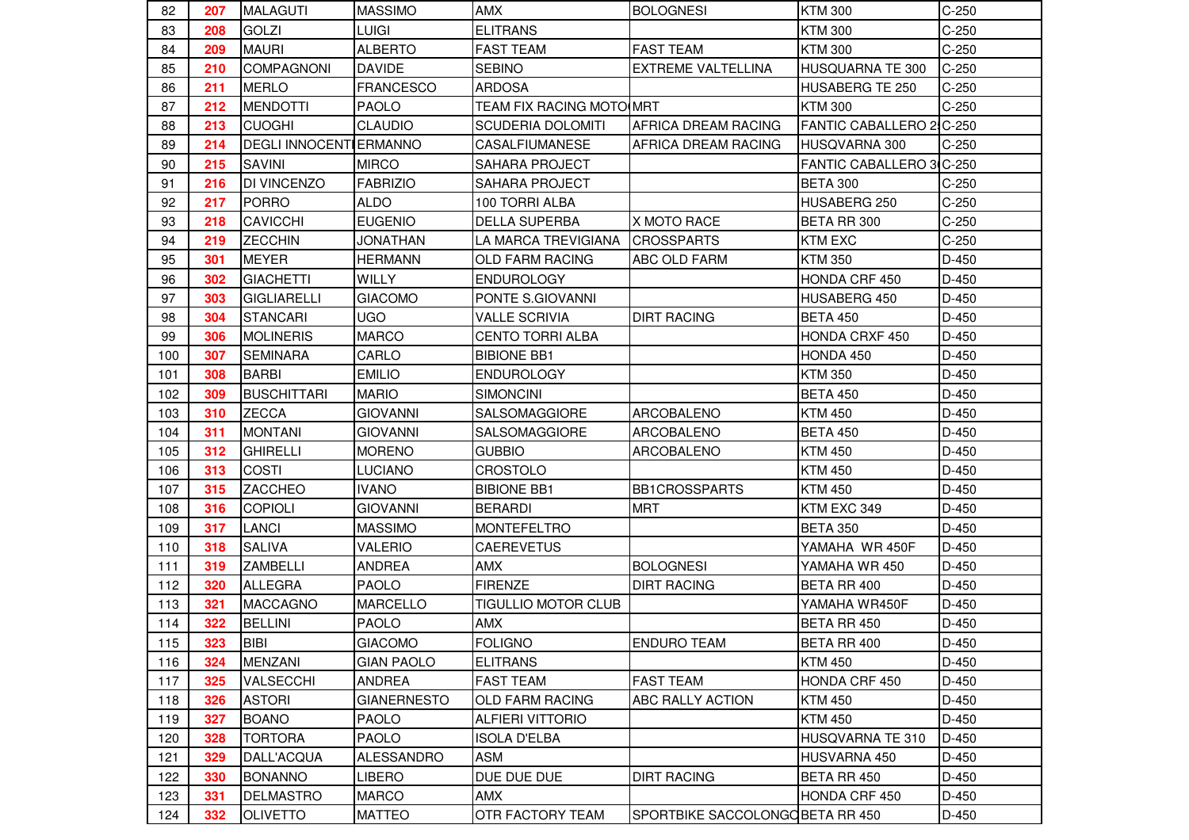| 82 | 207 | MALAGUTI | MASSIMO | AMX | BOLOGNESI | KTM 300 | C-250 |
|---|---|---|---|---|---|---|---|
| 83 | 208 | GOLZI | LUIGI | ELITRANS | | KTM 300 | C-250 |
| 84 | 209 | MAURI | ALBERTO | FAST TEAM | FAST TEAM | KTM 300 | C-250 |
| 85 | 210 | COMPAGNONI | DAVIDE | SEBINO | EXTREME VALTELLINA | HUSQUARNA TE 300 | C-250 |
| 86 | 211 | MERLO | FRANCESCO | ARDOSA | | HUSABERG TE 250 | C-250 |
| 87 | 212 | MENDOTTI | PAOLO | TEAM FIX RACING MOTO | MRT | KTM 300 | C-250 |
| 88 | 213 | CUOGHI | CLAUDIO | SCUDERIA DOLOMITI | AFRICA DREAM RACING | FANTIC CABALLERO 2 | C-250 |
| 89 | 214 | DEGLI INNOCENTI | ERMANNO | CASALFIUMANESE | AFRICA DREAM RACING | HUSQVARNA 300 | C-250 |
| 90 | 215 | SAVINI | MIRCO | SAHARA PROJECT | | FANTIC CABALLERO 3 | C-250 |
| 91 | 216 | DI VINCENZO | FABRIZIO | SAHARA PROJECT | | BETA 300 | C-250 |
| 92 | 217 | PORRO | ALDO | 100 TORRI ALBA | | HUSABERG 250 | C-250 |
| 93 | 218 | CAVICCHI | EUGENIO | DELLA SUPERBA | X MOTO RACE | BETA RR 300 | C-250 |
| 94 | 219 | ZECCHIN | JONATHAN | LA MARCA TREVIGIANA | CROSSPARTS | KTM EXC | C-250 |
| 95 | 301 | MEYER | HERMANN | OLD FARM RACING | ABC OLD FARM | KTM 350 | D-450 |
| 96 | 302 | GIACHETTI | WILLY | ENDUROLOGY | | HONDA CRF 450 | D-450 |
| 97 | 303 | GIGLIARELLI | GIACOMO | PONTE S.GIOVANNI | | HUSABERG 450 | D-450 |
| 98 | 304 | STANCARI | UGO | VALLE SCRIVIA | DIRT RACING | BETA 450 | D-450 |
| 99 | 306 | MOLINERIS | MARCO | CENTO TORRI ALBA | | HONDA CRXF 450 | D-450 |
| 100 | 307 | SEMINARA | CARLO | BIBIONE BB1 | | HONDA 450 | D-450 |
| 101 | 308 | BARBI | EMILIO | ENDUROLOGY | | KTM 350 | D-450 |
| 102 | 309 | BUSCHITTARI | MARIO | SIMONCINI | | BETA 450 | D-450 |
| 103 | 310 | ZECCA | GIOVANNI | SALSOMAGGIORE | ARCOBALENO | KTM 450 | D-450 |
| 104 | 311 | MONTANI | GIOVANNI | SALSOMAGGIORE | ARCOBALENO | BETA 450 | D-450 |
| 105 | 312 | GHIRELLI | MORENO | GUBBIO | ARCOBALENO | KTM 450 | D-450 |
| 106 | 313 | COSTI | LUCIANO | CROSTOLO | | KTM 450 | D-450 |
| 107 | 315 | ZACCHEO | IVANO | BIBIONE BB1 | BB1CROSSPARTS | KTM 450 | D-450 |
| 108 | 316 | COPIOLI | GIOVANNI | BERARDI | MRT | KTM EXC 349 | D-450 |
| 109 | 317 | LANCI | MASSIMO | MONTEFELTRO | | BETA 350 | D-450 |
| 110 | 318 | SALIVA | VALERIO | CAEREVETUS | | YAMAHA WR 450F | D-450 |
| 111 | 319 | ZAMBELLI | ANDREA | AMX | BOLOGNESI | YAMAHA WR 450 | D-450 |
| 112 | 320 | ALLEGRA | PAOLO | FIRENZE | DIRT RACING | BETA RR 400 | D-450 |
| 113 | 321 | MACCAGNO | MARCELLO | TIGULLIO MOTOR CLUB | | YAMAHA WR450F | D-450 |
| 114 | 322 | BELLINI | PAOLO | AMX | | BETA RR 450 | D-450 |
| 115 | 323 | BIBI | GIACOMO | FOLIGNO | ENDURO TEAM | BETA RR 400 | D-450 |
| 116 | 324 | MENZANI | GIAN PAOLO | ELITRANS | | KTM 450 | D-450 |
| 117 | 325 | VALSECCHI | ANDREA | FAST TEAM | FAST TEAM | HONDA CRF 450 | D-450 |
| 118 | 326 | ASTORI | GIANERNESTO | OLD FARM RACING | ABC RALLY ACTION | KTM 450 | D-450 |
| 119 | 327 | BOANO | PAOLO | ALFIERI VITTORIO | | KTM 450 | D-450 |
| 120 | 328 | TORTORA | PAOLO | ISOLA D'ELBA | | HUSQVARNA TE 310 | D-450 |
| 121 | 329 | DALL'ACQUA | ALESSANDRO | ASM | | HUSVARNA 450 | D-450 |
| 122 | 330 | BONANNO | LIBERO | DUE DUE DUE | DIRT RACING | BETA RR 450 | D-450 |
| 123 | 331 | DELMASTRO | MARCO | AMX | | HONDA CRF 450 | D-450 |
| 124 | 332 | OLIVETTO | MATTEO | OTR FACTORY TEAM | SPORTBIKE SACCOLONGO | BETA RR 450 | D-450 |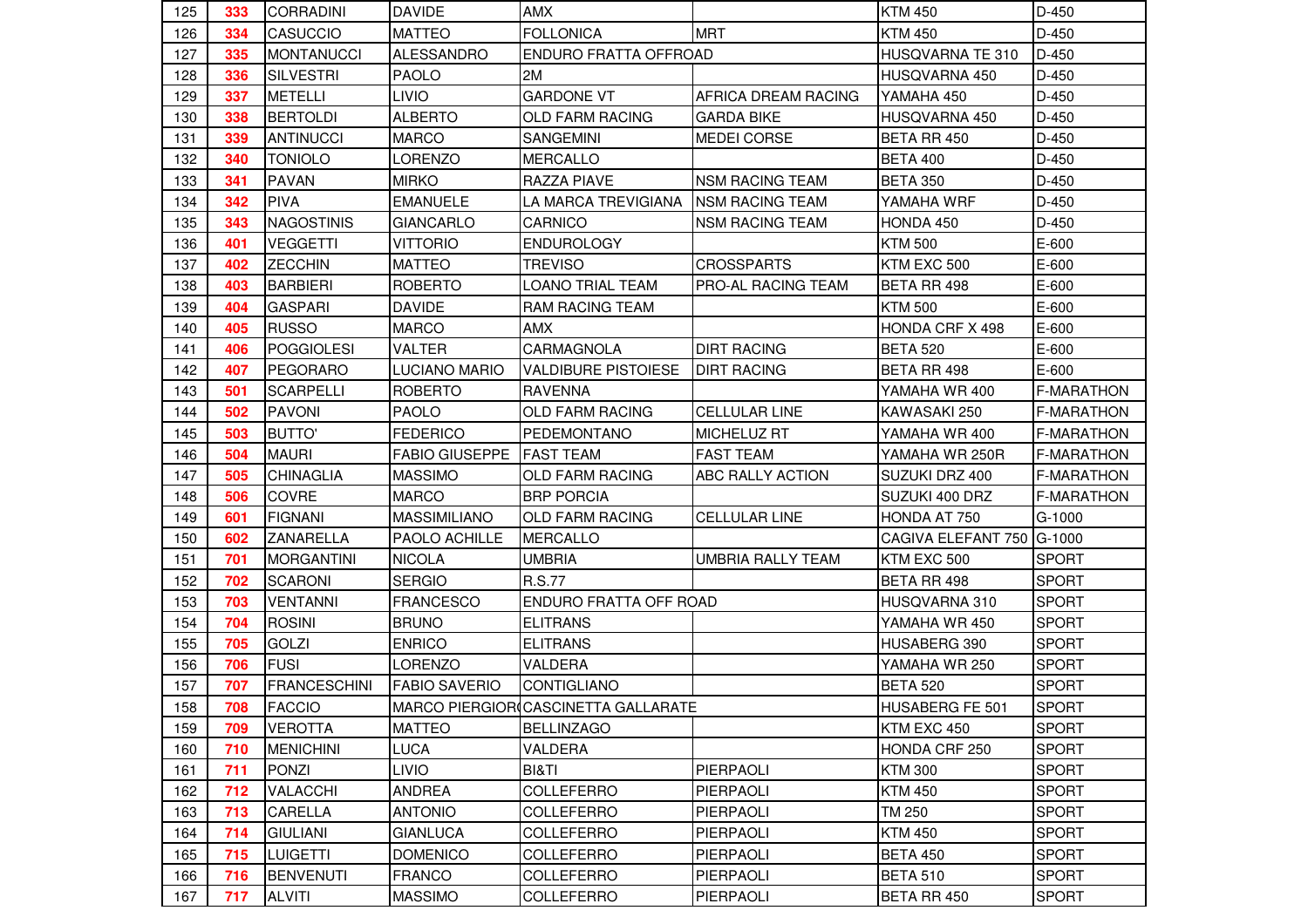| 125 | 333 | CORRADINI | DAVIDE | AMX | | KTM 450 | D-450 |
|---|---|---|---|---|---|---|---|
| 126 | 334 | CASUCCIO | MATTEO | FOLLONICA | MRT | KTM 450 | D-450 |
| 127 | 335 | MONTANUCCI | ALESSANDRO | ENDURO FRATTA OFFROAD | | HUSQVARNA TE 310 | D-450 |
| 128 | 336 | SILVESTRI | PAOLO | 2M | | HUSQVARNA 450 | D-450 |
| 129 | 337 | METELLI | LIVIO | GARDONE VT | AFRICA DREAM RACING | YAMAHA 450 | D-450 |
| 130 | 338 | BERTOLDI | ALBERTO | OLD FARM RACING | GARDA BIKE | HUSQVARNA 450 | D-450 |
| 131 | 339 | ANTINUCCI | MARCO | SANGEMINI | MEDEI CORSE | BETA RR 450 | D-450 |
| 132 | 340 | TONIOLO | LORENZO | MERCALLO | | BETA 400 | D-450 |
| 133 | 341 | PAVAN | MIRKO | RAZZA PIAVE | NSM RACING TEAM | BETA 350 | D-450 |
| 134 | 342 | PIVA | EMANUELE | LA MARCA TREVIGIANA | NSM RACING TEAM | YAMAHA WRF | D-450 |
| 135 | 343 | NAGOSTINIS | GIANCARLO | CARNICO | NSM RACING TEAM | HONDA 450 | D-450 |
| 136 | 401 | VEGGETTI | VITTORIO | ENDUROLOGY | | KTM 500 | E-600 |
| 137 | 402 | ZECCHIN | MATTEO | TREVISO | CROSSPARTS | KTM EXC 500 | E-600 |
| 138 | 403 | BARBIERI | ROBERTO | LOANO TRIAL TEAM | PRO-AL RACING TEAM | BETA RR 498 | E-600 |
| 139 | 404 | GASPARI | DAVIDE | RAM RACING TEAM | | KTM 500 | E-600 |
| 140 | 405 | RUSSO | MARCO | AMX | | HONDA CRF X 498 | E-600 |
| 141 | 406 | POGGIOLESI | VALTER | CARMAGNOLA | DIRT RACING | BETA 520 | E-600 |
| 142 | 407 | PEGORARO | LUCIANO MARIO | VALDIBURE PISTOIESE | DIRT RACING | BETA RR 498 | E-600 |
| 143 | 501 | SCARPELLI | ROBERTO | RAVENNA | | YAMAHA WR 400 | F-MARATHON |
| 144 | 502 | PAVONI | PAOLO | OLD FARM RACING | CELLULAR LINE | KAWASAKI 250 | F-MARATHON |
| 145 | 503 | BUTTO' | FEDERICO | PEDEMONTANO | MICHELUZ RT | YAMAHA WR 400 | F-MARATHON |
| 146 | 504 | MAURI | FABIO GIUSEPPE | FAST TEAM | FAST TEAM | YAMAHA WR 250R | F-MARATHON |
| 147 | 505 | CHINAGLIA | MASSIMO | OLD FARM RACING | ABC RALLY ACTION | SUZUKI DRZ 400 | F-MARATHON |
| 148 | 506 | COVRE | MARCO | BRP PORCIA | | SUZUKI 400 DRZ | F-MARATHON |
| 149 | 601 | FIGNANI | MASSIMILIANO | OLD FARM RACING | CELLULAR LINE | HONDA AT 750 | G-1000 |
| 150 | 602 | ZANARELLA | PAOLO ACHILLE | MERCALLO | | CAGIVA ELEFANT 750 | G-1000 |
| 151 | 701 | MORGANTINI | NICOLA | UMBRIA | UMBRIA RALLY TEAM | KTM EXC 500 | SPORT |
| 152 | 702 | SCARONI | SERGIO | R.S.77 | | BETA RR 498 | SPORT |
| 153 | 703 | VENTANNI | FRANCESCO | ENDURO FRATTA OFF ROAD | | HUSQVARNA 310 | SPORT |
| 154 | 704 | ROSINI | BRUNO | ELITRANS | | YAMAHA WR 450 | SPORT |
| 155 | 705 | GOLZI | ENRICO | ELITRANS | | HUSABERG 390 | SPORT |
| 156 | 706 | FUSI | LORENZO | VALDERA | | YAMAHA WR 250 | SPORT |
| 157 | 707 | FRANCESCHINI | FABIO SAVERIO | CONTIGLIANO | | BETA 520 | SPORT |
| 158 | 708 | FACCIO | MARCO PIERGIOR | CASCINETTA GALLARATE | | HUSABERG FE 501 | SPORT |
| 159 | 709 | VEROTTA | MATTEO | BELLINZAGO | | KTM EXC 450 | SPORT |
| 160 | 710 | MENICHINI | LUCA | VALDERA | | HONDA CRF 250 | SPORT |
| 161 | 711 | PONZI | LIVIO | BI&TI | PIERPAOLI | KTM 300 | SPORT |
| 162 | 712 | VALACCHI | ANDREA | COLLEFERRO | PIERPAOLI | KTM 450 | SPORT |
| 163 | 713 | CARELLA | ANTONIO | COLLEFERRO | PIERPAOLI | TM 250 | SPORT |
| 164 | 714 | GIULIANI | GIANLUCA | COLLEFERRO | PIERPAOLI | KTM 450 | SPORT |
| 165 | 715 | LUIGETTI | DOMENICO | COLLEFERRO | PIERPAOLI | BETA 450 | SPORT |
| 166 | 716 | BENVENUTI | FRANCO | COLLEFERRO | PIERPAOLI | BETA 510 | SPORT |
| 167 | 717 | ALVITI | MASSIMO | COLLEFERRO | PIERPAOLI | BETA RR 450 | SPORT |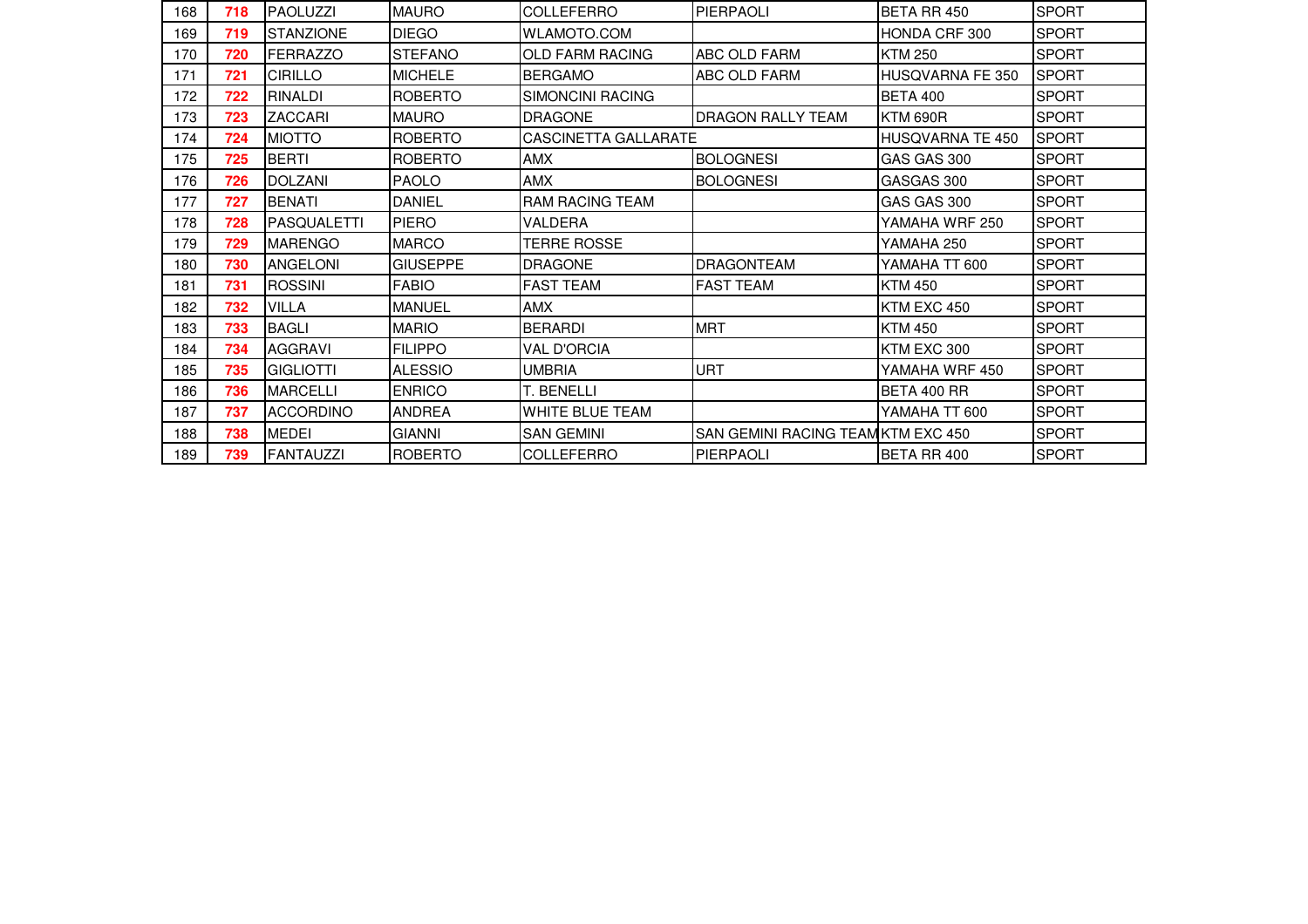| | | | | | | | |
|---|---|---|---|---|---|---|---|
| 168 | **718** | PAOLUZZI | MAURO | COLLEFERRO | PIERPAOLI | BETA RR 450 | SPORT |
| 169 | **719** | STANZIONE | DIEGO | WLAMOTO.COM | | HONDA CRF 300 | SPORT |
| 170 | **720** | FERRAZZO | STEFANO | OLD FARM RACING | ABC OLD FARM | KTM 250 | SPORT |
| 171 | **721** | CIRILLO | MICHELE | BERGAMO | ABC OLD FARM | HUSQVARNA FE 350 | SPORT |
| 172 | **722** | RINALDI | ROBERTO | SIMONCINI RACING | | BETA 400 | SPORT |
| 173 | **723** | ZACCARI | MAURO | DRAGONE | DRAGON RALLY TEAM | KTM 690R | SPORT |
| 174 | **724** | MIOTTO | ROBERTO | CASCINETTA GALLARATE | | HUSQVARNA TE 450 | SPORT |
| 175 | **725** | BERTI | ROBERTO | AMX | BOLOGNESI | GAS GAS 300 | SPORT |
| 176 | **726** | DOLZANI | PAOLO | AMX | BOLOGNESI | GASGAS 300 | SPORT |
| 177 | **727** | BENATI | DANIEL | RAM RACING TEAM | | GAS GAS 300 | SPORT |
| 178 | **728** | PASQUALETTI | PIERO | VALDERA | | YAMAHA WRF 250 | SPORT |
| 179 | **729** | MARENGO | MARCO | TERRE ROSSE | | YAMAHA 250 | SPORT |
| 180 | **730** | ANGELONI | GIUSEPPE | DRAGONE | DRAGONTEAM | YAMAHA TT 600 | SPORT |
| 181 | **731** | ROSSINI | FABIO | FAST TEAM | FAST TEAM | KTM 450 | SPORT |
| 182 | **732** | VILLA | MANUEL | AMX | | KTM EXC 450 | SPORT |
| 183 | **733** | BAGLI | MARIO | BERARDI | MRT | KTM 450 | SPORT |
| 184 | **734** | AGGRAVI | FILIPPO | VAL D'ORCIA | | KTM EXC 300 | SPORT |
| 185 | **735** | GIGLIOTTI | ALESSIO | UMBRIA | URT | YAMAHA WRF 450 | SPORT |
| 186 | **736** | MARCELLI | ENRICO | T. BENELLI | | BETA 400 RR | SPORT |
| 187 | **737** | ACCORDINO | ANDREA | WHITE BLUE TEAM | | YAMAHA TT 600 | SPORT |
| 188 | **738** | MEDEI | GIANNI | SAN GEMINI | SAN GEMINI RACING TEAM | KTM EXC 450 | SPORT |
| 189 | **739** | FANTAUZZI | ROBERTO | COLLEFERRO | PIERPAOLI | BETA RR 400 | SPORT |